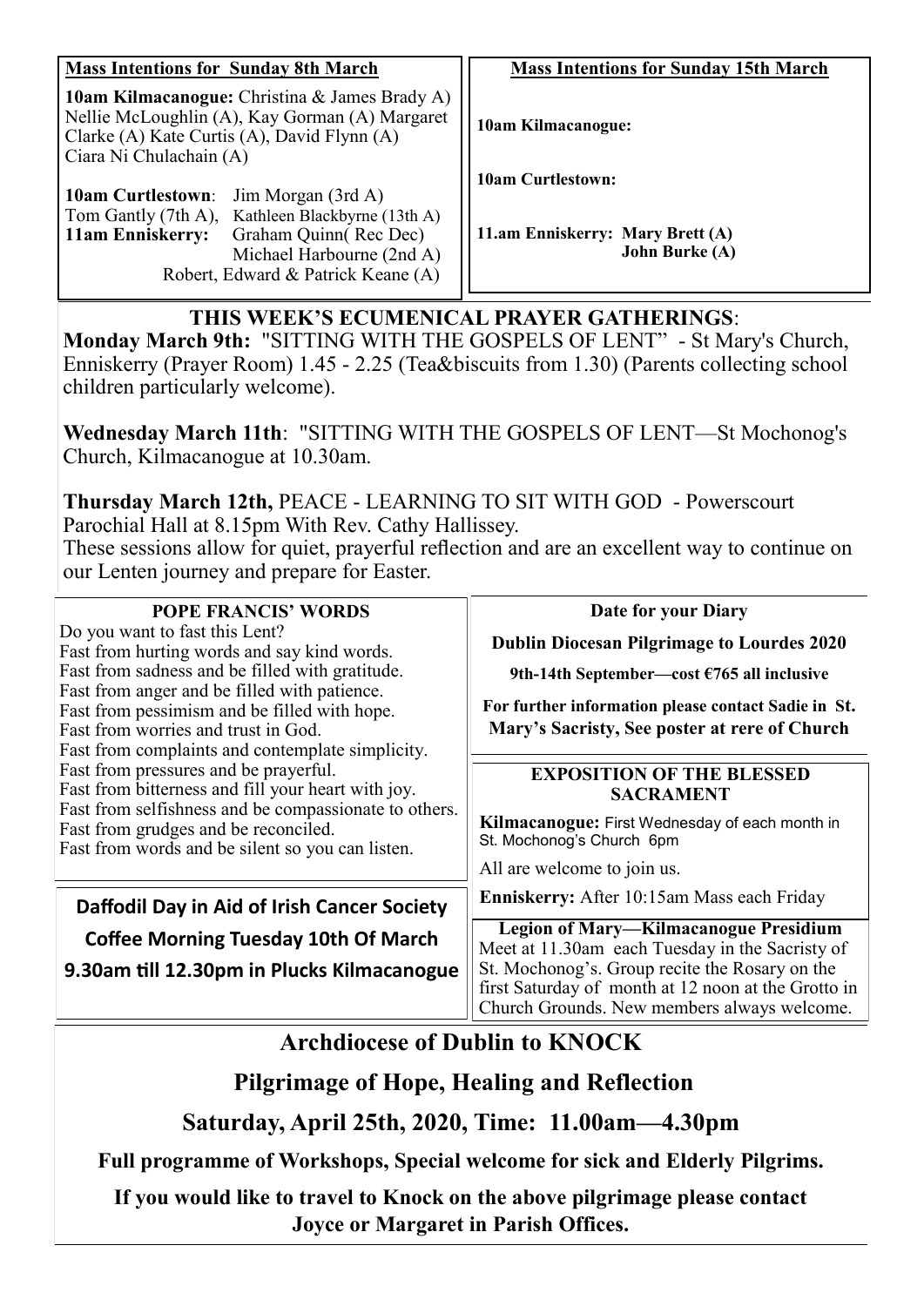**Mass Intentions for Sunday 8th March**

**10am Kilmacanogue:** Christina & James Brady A) Nellie McLoughlin (A), Kay Gorman (A) Margaret Clarke (A) Kate Curtis (A), David Flynn (A) Ciara Ni Chulachain (A)

**10am Curtlestown**: Jim Morgan (3rd A) Tom Gantly (7th A), Kathleen Blackbyrne (13th A)

**11am Enniskerry:** Graham Quinn( Rec Dec) Michael Harbourne (2nd A) Robert, Edward & Patrick Keane (A)

**Mass Intentions for Sunday 15th March**

**10am Kilmacanogue:**

**10am Curtlestown:**

**11.am Enniskerry: Mary Brett (A) John Burke (A)**

## THIS WEEK'S ECUMENICAL PRAYER GATHERINGS:

**Monday March 9th:** "SITTING WITH THE GOSPELS OF LENT" - St Mary's Church, Enniskerry (Prayer Room) 1.45 - 2.25 (Tea&biscuits from 1.30) (Parents collecting school children particularly welcome).

**Wednesday March 11th**: "SITTING WITH THE GOSPELS OF LENT—St Mochonog's Church, Kilmacanogue at 10.30am.

**Thursday March 12th,** PEACE - LEARNING TO SIT WITH GOD - Powerscourt Parochial Hall at 8.15pm With Rev. Cathy Hallissey.

These sessions allow for quiet, prayerful reflection and are an excellent way to continue on our Lenten journey and prepare for Easter.

**POPE FRANCIS' WORDS**

Do you want to fast this Lent?
Fast from hurting words and say kind words.
Fast from sadness and be filled with gratitude.
Fast from anger and be filled with patience.
Fast from pessimism and be filled with hope.
Fast from worries and trust in God.
Fast from complaints and contemplate simplicity.
Fast from pressures and be prayerful.
Fast from bitterness and fill your heart with joy.
Fast from selfishness and be compassionate to others.
Fast from grudges and be reconciled.
Fast from words and be silent so you can listen.

**Daffodil Day in Aid of Irish Cancer Society**

**Coffee Morning Tuesday 10th Of March**

**9.30am till 12.30pm in Plucks Kilmacanogue**

**Date for your Diary**

**Dublin Diocesan Pilgrimage to Lourdes 2020**

**9th-14th September—cost €765 all inclusive**

**For further information please contact Sadie in St. Mary's Sacristy, See poster at rere of Church**

**EXPOSITION OF THE BLESSED SACRAMENT**

**Kilmacanogue:** First Wednesday of each month in St. Mochonog's Church 6pm

All are welcome to join us.

**Enniskerry:** After 10:15am Mass each Friday

**Legion of Mary—Kilmacanogue Presidium**

Meet at 11.30am each Tuesday in the Sacristy of St. Mochonog's. Group recite the Rosary on the first Saturday of month at 12 noon at the Grotto in Church Grounds. New members always welcome.

## Archdiocese of Dublin to KNOCK

## Pilgrimage of Hope, Healing and Reflection

## Saturday, April 25th, 2020, Time: 11.00am—4.30pm

**Full programme of Workshops, Special welcome for sick and Elderly Pilgrims.**

**If you would like to travel to Knock on the above pilgrimage please contact Joyce or Margaret in Parish Offices.**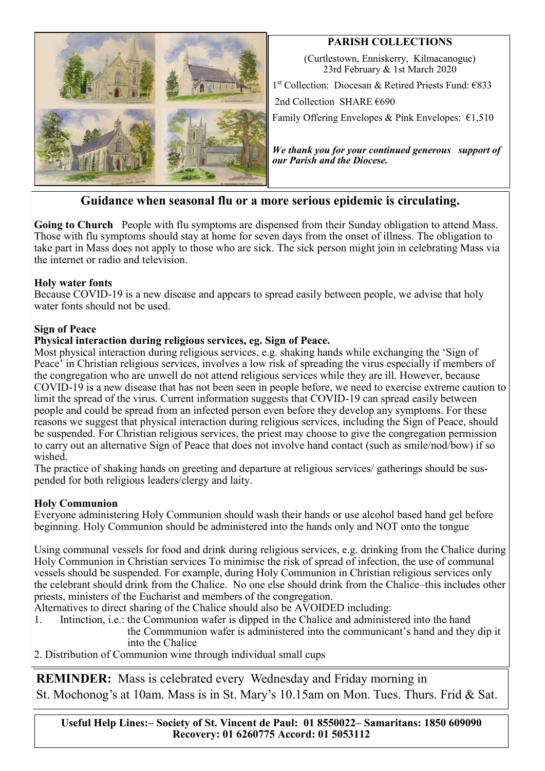## PARISH COLLECTIONS

(Curtlestown, Enniskerry, Kilmacanogue)
23rd February & 1st March 2020

1st Collection: Diocesan & Retired Priests Fund: €833

2nd Collection SHARE €690

Family Offering Envelopes & Pink Envelopes: €1,510

***We thank you for your continued generous support of our Parish and the Diocese.***

## Guidance when seasonal flu or a more serious epidemic is circulating.

**Going to Church** People with flu symptoms are dispensed from their Sunday obligation to attend Mass. Those with flu symptoms should stay at home for seven days from the onset of illness. The obligation to take part in Mass does not apply to those who are sick. The sick person might join in celebrating Mass via the internet or radio and television.

**Holy water fonts**
Because COVID-19 is a new disease and appears to spread easily between people, we advise that holy water fonts should not be used.

**Sign of Peace**
**Physical interaction during religious services, eg. Sign of Peace.**
Most physical interaction during religious services, e.g. shaking hands while exchanging the 'Sign of Peace' in Christian religious services, involves a low risk of spreading the virus especially if members of the congregation who are unwell do not attend religious services while they are ill. However, because COVID-19 is a new disease that has not been seen in people before, we need to exercise extreme caution to limit the spread of the virus. Current information suggests that COVID-19 can spread easily between people and could be spread from an infected person even before they develop any symptoms. For these reasons we suggest that physical interaction during religious services, including the Sign of Peace, should be suspended. For Christian religious services, the priest may choose to give the congregation permission to carry out an alternative Sign of Peace that does not involve hand contact (such as smile/nod/bow) if so wished.
The practice of shaking hands on greeting and departure at religious services/ gatherings should be suspended for both religious leaders/clergy and laity.

**Holy Communion**
Everyone administering Holy Communion should wash their hands or use alcohol based hand gel before beginning. Holy Communion should be administered into the hands only and NOT onto the tongue

Using communal vessels for food and drink during religious services, e.g. drinking from the Chalice during Holy Communion in Christian services To minimise the risk of spread of infection, the use of communal vessels should be suspended. For example, during Holy Communion in Christian religious services only the celebrant should drink from the Chalice. No one else should drink from the Chalice–this includes other priests, ministers of the Eucharist and members of the congregation.
Alternatives to direct sharing of the Chalice should also be AVOIDED including:

1. Intinction, i.e.: the Communion wafer is dipped in the Chalice and administered into the hand
   the Commmunion wafer is administered into the communicant's hand and they dip it into the Chalice
2. Distribution of Communion wine through individual small cups

**REMINDER:** Mass is celebrated every Wednesday and Friday morning in St. Mochonog's at 10am. Mass is in St. Mary's 10.15am on Mon. Tues. Thurs. Frid & Sat.

**Useful Help Lines:– Society of St. Vincent de Paul: 01 8550022– Samaritans: 1850 609090**
**Recovery: 01 6260775 Accord: 01 5053112**